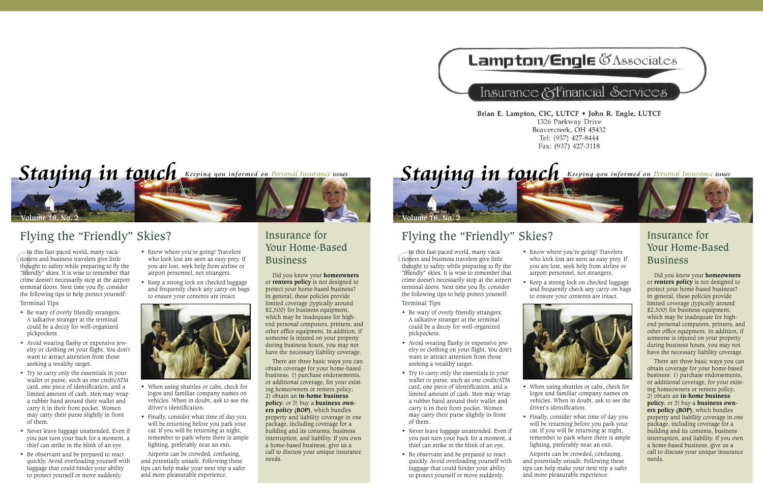Lampton/Engle & Associates

Insurance & Financial Services

Brian E. Lampton, CIC, LUTCF • John R. Engle, LUTCF
1326 Parkway Drive
Beavercreek, OH 45432
Tel: (937) 427-8444
Fax: (937) 427-3118

# Staying in touch

*Keeping you informed on Personal Insurance issues*

Volume 18, No. 2

## Flying the "Friendly" Skies?

In this fast-paced world, many vacationers and business travelers give little thought to safety while preparing to fly the "friendly" skies. It is wise to remember that crime doesn't necessarily stop at the airport terminal doors. Next time you fly, consider the following tips to help protect yourself:

### Terminal Tips

- Be wary of overly friendly strangers. A talkative stranger at the terminal could be a decoy for well-organized pickpockets.
- Avoid wearing flashy or expensive jewelry or clothing on your flight. You don't want to attract attention from those seeking a wealthy target.
- Try to carry only the essentials in your wallet or purse, such as one credit/ATM card, one piece of identification, and a limited amount of cash. Men may wrap a rubber band around their wallet and carry it in their front pocket. Women may carry their purse slightly in front of them.
- Never leave luggage unattended. Even if you just turn your back for a moment, a thief can strike in the blink of an eye.
- Be observant and be prepared to react quickly. Avoid overloading yourself with luggage that could hinder your ability to protect yourself or move suddenly.
- Know where you're going! Travelers who look lost are seen as easy prey. If you are lost, seek help from airline or airport personnel, not strangers.
- Keep a strong lock on checked luggage and frequently check any carry-on bags to ensure your contents are intact.
- When using shuttles or cabs, check for logos and familiar company names on vehicles. When in doubt, ask to see the driver's identification.
- Finally, consider what time of day you will be returning before you park your car. If you will be returning at night, remember to park where there is ample lighting, preferably near an exit.

Airports can be crowded, confusing, and potentially unsafe. Following these tips can help make your next trip a safer and more pleasurable experience.

## Insurance for Your Home-Based Business

Did you know your **homeowners** or **renters policy** is not designed to protect your home-based business? In general, these policies provide limited coverage (typically around $2,500) for business equipment, which may be inadequate for high-end personal computers, printers, and other office equipment. In addition, if someone is injured on your property during business hours, you may not have the necessary liability coverage.

There are three basic ways you can obtain coverage for your home-based business: 1) purchase endorsements, or additional coverage, for your existing homeowners or renters policy; 2) obtain an **in-home business policy**; or 3) buy a **business owners policy (BOP)**, which bundles property and liability coverage in one package, including coverage for a building and its contents, business interruption, and liability. If you own a home-based business, give us a call to discuss your unique insurance needs.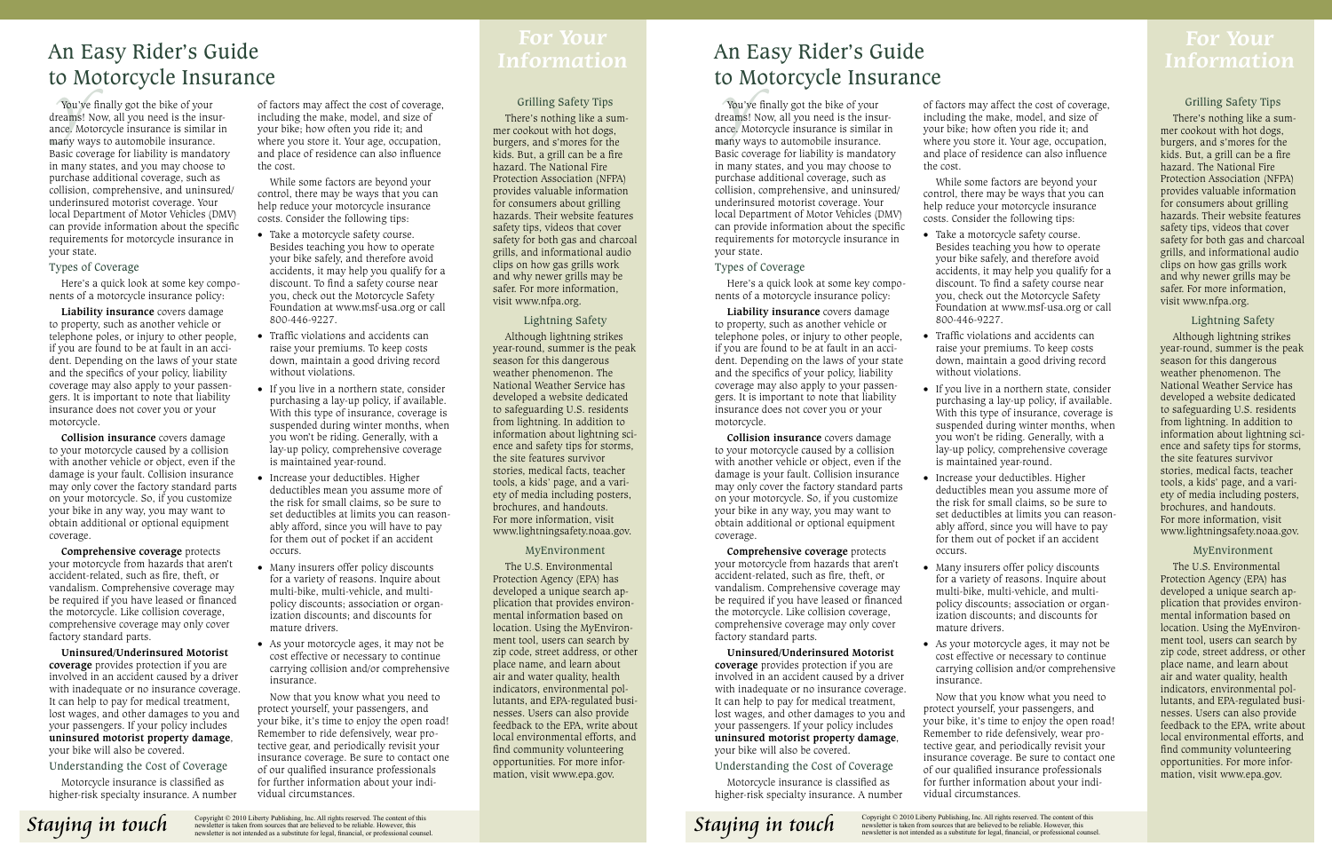# An Easy Rider's Guide to Motorcycle Insurance

You've finally got the bike of your dreams! Now, all you need is the insurance. Motorcycle insurance is similar in many ways to automobile insurance. Basic coverage for liability is mandatory in many states, and you may choose to purchase additional coverage, such as collision, comprehensive, and uninsured/underinsured motorist coverage. Your local Department of Motor Vehicles (DMV) can provide information about the specific requirements for motorcycle insurance in your state.

## Types of Coverage

Here's a quick look at some key components of a motorcycle insurance policy:

**Liability insurance** covers damage to property, such as another vehicle or telephone poles, or injury to other people, if you are found to be at fault in an accident. Depending on the laws of your state and the specifics of your policy, liability coverage may also apply to your passengers. It is important to note that liability insurance does not cover you or your motorcycle.

**Collision insurance** covers damage to your motorcycle caused by a collision with another vehicle or object, even if the damage is your fault. Collision insurance may only cover the factory standard parts on your motorcycle. So, if you customize your bike in any way, you may want to obtain additional or optional equipment coverage.

**Comprehensive coverage** protects your motorcycle from hazards that aren't accident-related, such as fire, theft, or vandalism. Comprehensive coverage may be required if you have leased or financed the motorcycle. Like collision coverage, comprehensive coverage may only cover factory standard parts.

**Uninsured/Underinsured Motorist coverage** provides protection if you are involved in an accident caused by a driver with inadequate or no insurance coverage. It can help to pay for medical treatment, lost wages, and other damages to you and your passengers. If your policy includes **uninsured motorist property damage**, your bike will also be covered.

## Understanding the Cost of Coverage

Motorcycle insurance is classified as higher-risk specialty insurance. A number of factors may affect the cost of coverage, including the make, model, and size of your bike; how often you ride it; and where you store it. Your age, occupation, and place of residence can also influence the cost.

While some factors are beyond your control, there may be ways that you can help reduce your motorcycle insurance costs. Consider the following tips:

- Take a motorcycle safety course. Besides teaching you how to operate your bike safely, and therefore avoid accidents, it may help you qualify for a discount. To find a safety course near you, check out the Motorcycle Safety Foundation at www.msf-usa.org or call 800-446-9227.
- Traffic violations and accidents can raise your premiums. To keep costs down, maintain a good driving record without violations.
- If you live in a northern state, consider purchasing a lay-up policy, if available. With this type of insurance, coverage is suspended during winter months, when you won't be riding. Generally, with a lay-up policy, comprehensive coverage is maintained year-round.
- Increase your deductibles. Higher deductibles mean you assume more of the risk for small claims, so be sure to set deductibles at limits you can reasonably afford, since you will have to pay for them out of pocket if an accident occurs.
- Many insurers offer policy discounts for a variety of reasons. Inquire about multi-bike, multi-vehicle, and multi-policy discounts; association or organization discounts; and discounts for mature drivers.
- As your motorcycle ages, it may not be cost effective or necessary to continue carrying collision and/or comprehensive insurance.

Now that you know what you need to protect yourself, your passengers, and your bike, it's time to enjoy the open road! Remember to ride defensively, wear protective gear, and periodically revisit your insurance coverage. Be sure to contact one of our qualified insurance professionals for further information about your individual circumstances.

# For Your Information

## Grilling Safety Tips

There's nothing like a summer cookout with hot dogs, burgers, and s'mores for the kids. But, a grill can be a fire hazard. The National Fire Protection Association (NFPA) provides valuable information for consumers about grilling hazards. Their website features safety tips, videos that cover safety for both gas and charcoal grills, and informational audio clips on how gas grills work and why newer grills may be safer. For more information, visit www.nfpa.org.

## Lightning Safety

Although lightning strikes year-round, summer is the peak season for this dangerous weather phenomenon. The National Weather Service has developed a website dedicated to safeguarding U.S. residents from lightning. In addition to information about lightning science and safety tips for storms, the site features survivor stories, medical facts, teacher tools, a kids' page, and a variety of media including posters, brochures, and handouts. For more information, visit www.lightningsafety.noaa.gov.

## MyEnvironment

The U.S. Environmental Protection Agency (EPA) has developed a unique search application that provides environmental information based on location. Using the MyEnvironment tool, users can search by zip code, street address, or other place name, and learn about air and water quality, health indicators, environmental pollutants, and EPA-regulated businesses. Users can also provide feedback to the EPA, write about local environmental efforts, and find community volunteering opportunities. For more information, visit www.epa.gov.

*Staying in touch*

Copyright © 2010 Liberty Publishing, Inc. All rights reserved. The content of this newsletter is taken from sources that are believed to be reliable. However, this newsletter is not intended as a substitute for legal, financial, or professional counsel.

# An Easy Rider's Guide to Motorcycle Insurance

You've finally got the bike of your dreams! Now, all you need is the insurance. Motorcycle insurance is similar in many ways to automobile insurance. Basic coverage for liability is mandatory in many states, and you may choose to purchase additional coverage, such as collision, comprehensive, and uninsured/underinsured motorist coverage. Your local Department of Motor Vehicles (DMV) can provide information about the specific requirements for motorcycle insurance in your state.

## Types of Coverage

Here's a quick look at some key components of a motorcycle insurance policy:

**Liability insurance** covers damage to property, such as another vehicle or telephone poles, or injury to other people, if you are found to be at fault in an accident. Depending on the laws of your state and the specifics of your policy, liability coverage may also apply to your passengers. It is important to note that liability insurance does not cover you or your motorcycle.

**Collision insurance** covers damage to your motorcycle caused by a collision with another vehicle or object, even if the damage is your fault. Collision insurance may only cover the factory standard parts on your motorcycle. So, if you customize your bike in any way, you may want to obtain additional or optional equipment coverage.

**Comprehensive coverage** protects your motorcycle from hazards that aren't accident-related, such as fire, theft, or vandalism. Comprehensive coverage may be required if you have leased or financed the motorcycle. Like collision coverage, comprehensive coverage may only cover factory standard parts.

**Uninsured/Underinsured Motorist coverage** provides protection if you are involved in an accident caused by a driver with inadequate or no insurance coverage. It can help to pay for medical treatment, lost wages, and other damages to you and your passengers. If your policy includes **uninsured motorist property damage**, your bike will also be covered.

## Understanding the Cost of Coverage

Motorcycle insurance is classified as higher-risk specialty insurance. A number of factors may affect the cost of coverage, including the make, model, and size of your bike; how often you ride it; and where you store it. Your age, occupation, and place of residence can also influence the cost.

While some factors are beyond your control, there may be ways that you can help reduce your motorcycle insurance costs. Consider the following tips:

- Take a motorcycle safety course. Besides teaching you how to operate your bike safely, and therefore avoid accidents, it may help you qualify for a discount. To find a safety course near you, check out the Motorcycle Safety Foundation at www.msf-usa.org or call 800-446-9227.
- Traffic violations and accidents can raise your premiums. To keep costs down, maintain a good driving record without violations.
- If you live in a northern state, consider purchasing a lay-up policy, if available. With this type of insurance, coverage is suspended during winter months, when you won't be riding. Generally, with a lay-up policy, comprehensive coverage is maintained year-round.
- Increase your deductibles. Higher deductibles mean you assume more of the risk for small claims, so be sure to set deductibles at limits you can reasonably afford, since you will have to pay for them out of pocket if an accident occurs.
- Many insurers offer policy discounts for a variety of reasons. Inquire about multi-bike, multi-vehicle, and multi-policy discounts; association or organization discounts; and discounts for mature drivers.
- As your motorcycle ages, it may not be cost effective or necessary to continue carrying collision and/or comprehensive insurance.

Now that you know what you need to protect yourself, your passengers, and your bike, it's time to enjoy the open road! Remember to ride defensively, wear protective gear, and periodically revisit your insurance coverage. Be sure to contact one of our qualified insurance professionals for further information about your individual circumstances.

# For Your Information

## Grilling Safety Tips

There's nothing like a summer cookout with hot dogs, burgers, and s'mores for the kids. But, a grill can be a fire hazard. The National Fire Protection Association (NFPA) provides valuable information for consumers about grilling hazards. Their website features safety tips, videos that cover safety for both gas and charcoal grills, and informational audio clips on how gas grills work and why newer grills may be safer. For more information, visit www.nfpa.org.

## Lightning Safety

Although lightning strikes year-round, summer is the peak season for this dangerous weather phenomenon. The National Weather Service has developed a website dedicated to safeguarding U.S. residents from lightning. In addition to information about lightning science and safety tips for storms, the site features survivor stories, medical facts, teacher tools, a kids' page, and a variety of media including posters, brochures, and handouts. For more information, visit www.lightningsafety.noaa.gov.

## MyEnvironment

The U.S. Environmental Protection Agency (EPA) has developed a unique search application that provides environmental information based on location. Using the MyEnvironment tool, users can search by zip code, street address, or other place name, and learn about air and water quality, health indicators, environmental pollutants, and EPA-regulated businesses. Users can also provide feedback to the EPA, write about local environmental efforts, and find community volunteering opportunities. For more information, visit www.epa.gov.

*Staying in touch*

Copyright © 2010 Liberty Publishing, Inc. All rights reserved. The content of this newsletter is taken from sources that are believed to be reliable. However, this newsletter is not intended as a substitute for legal, financial, or professional counsel.